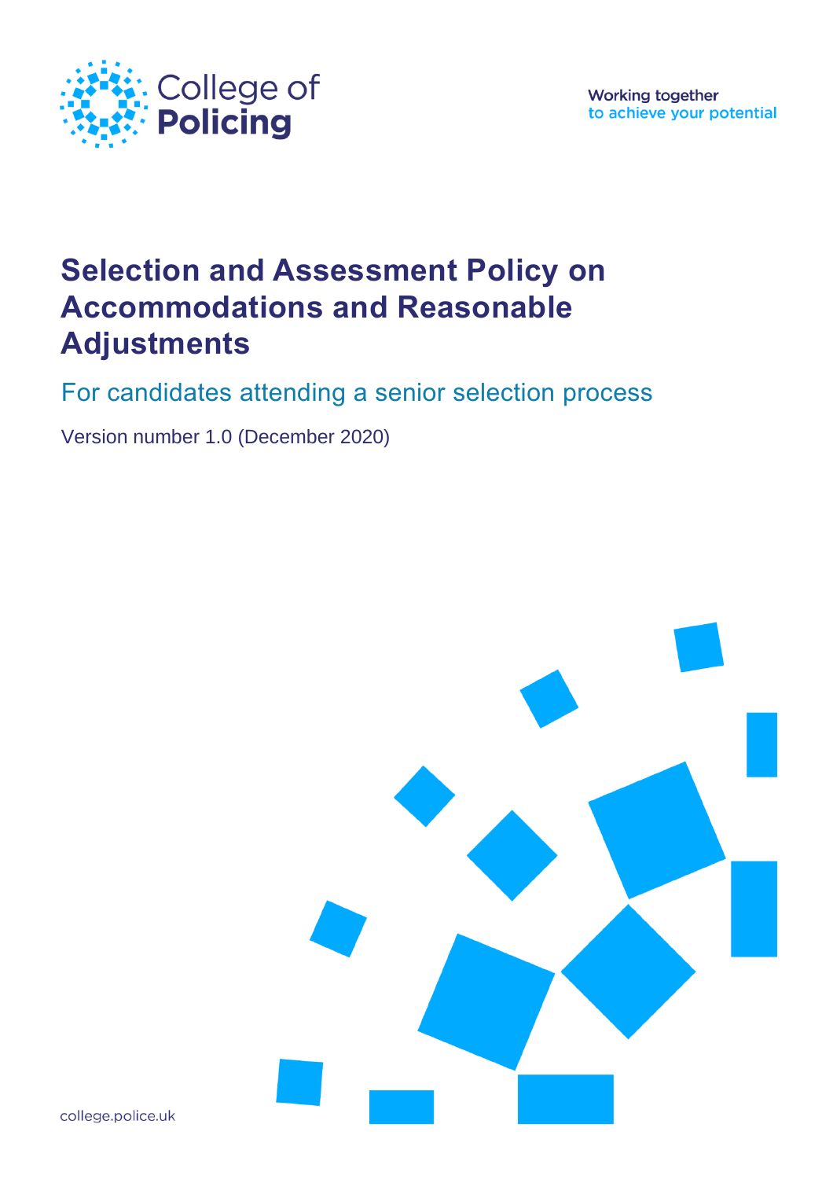College of Policing

Working together
to achieve your potential

# Selection and Assessment Policy on Accommodations and Reasonable Adjustments

## For candidates attending a senior selection process

Version number 1.0 (December 2020)

college.police.uk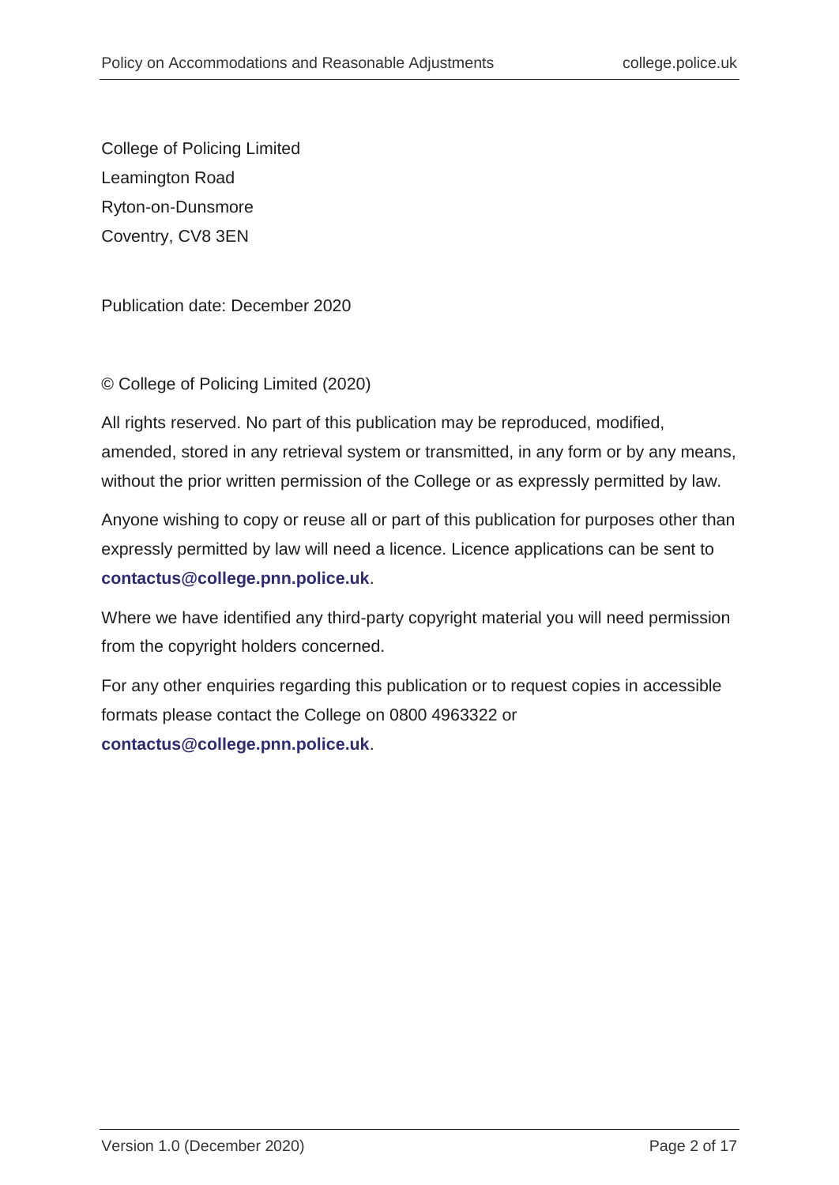College of Policing Limited
Leamington Road
Ryton-on-Dunsmore
Coventry, CV8 3EN

Publication date: December 2020

© College of Policing Limited (2020)

All rights reserved. No part of this publication may be reproduced, modified, amended, stored in any retrieval system or transmitted, in any form or by any means, without the prior written permission of the College or as expressly permitted by law.

Anyone wishing to copy or reuse all or part of this publication for purposes other than expressly permitted by law will need a licence. Licence applications can be sent to **contactus@college.pnn.police.uk**.

Where we have identified any third-party copyright material you will need permission from the copyright holders concerned.

For any other enquiries regarding this publication or to request copies in accessible formats please contact the College on 0800 4963322 or **contactus@college.pnn.police.uk**.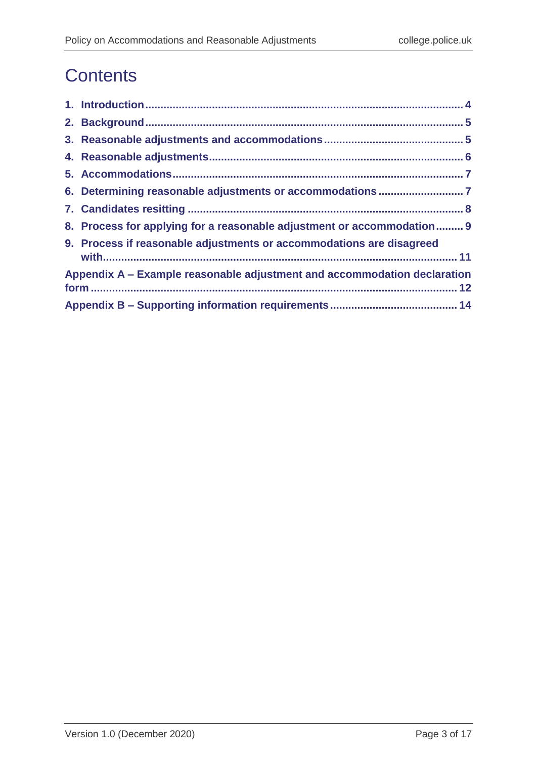# Contents

1. Introduction ........................................................ 4
2. Background ........................................................ 5
3. Reasonable adjustments and accommodations ........................................................ 5
4. Reasonable adjustments ........................................................ 6
5. Accommodations ........................................................ 7
6. Determining reasonable adjustments or accommodations ........................................................ 7
7. Candidates resitting ........................................................ 8
8. Process for applying for a reasonable adjustment or accommodation ........................................................ 9
9. Process if reasonable adjustments or accommodations are disagreed with ........................................................ 11

Appendix A – Example reasonable adjustment and accommodation declaration form ........................................................ 12

Appendix B – Supporting information requirements ........................................................ 14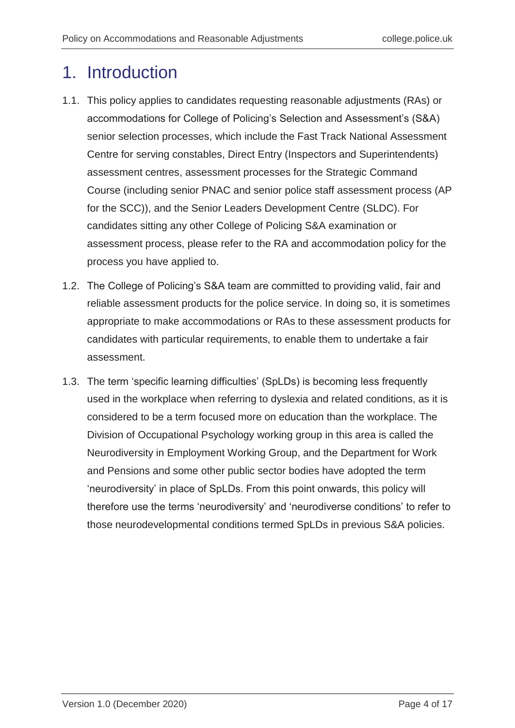# 1. Introduction

1.1. This policy applies to candidates requesting reasonable adjustments (RAs) or accommodations for College of Policing's Selection and Assessment's (S&A) senior selection processes, which include the Fast Track National Assessment Centre for serving constables, Direct Entry (Inspectors and Superintendents) assessment centres, assessment processes for the Strategic Command Course (including senior PNAC and senior police staff assessment process (AP for the SCC)), and the Senior Leaders Development Centre (SLDC). For candidates sitting any other College of Policing S&A examination or assessment process, please refer to the RA and accommodation policy for the process you have applied to.

1.2. The College of Policing's S&A team are committed to providing valid, fair and reliable assessment products for the police service. In doing so, it is sometimes appropriate to make accommodations or RAs to these assessment products for candidates with particular requirements, to enable them to undertake a fair assessment.

1.3. The term 'specific learning difficulties' (SpLDs) is becoming less frequently used in the workplace when referring to dyslexia and related conditions, as it is considered to be a term focused more on education than the workplace. The Division of Occupational Psychology working group in this area is called the Neurodiversity in Employment Working Group, and the Department for Work and Pensions and some other public sector bodies have adopted the term 'neurodiversity' in place of SpLDs. From this point onwards, this policy will therefore use the terms 'neurodiversity' and 'neurodiverse conditions' to refer to those neurodevelopmental conditions termed SpLDs in previous S&A policies.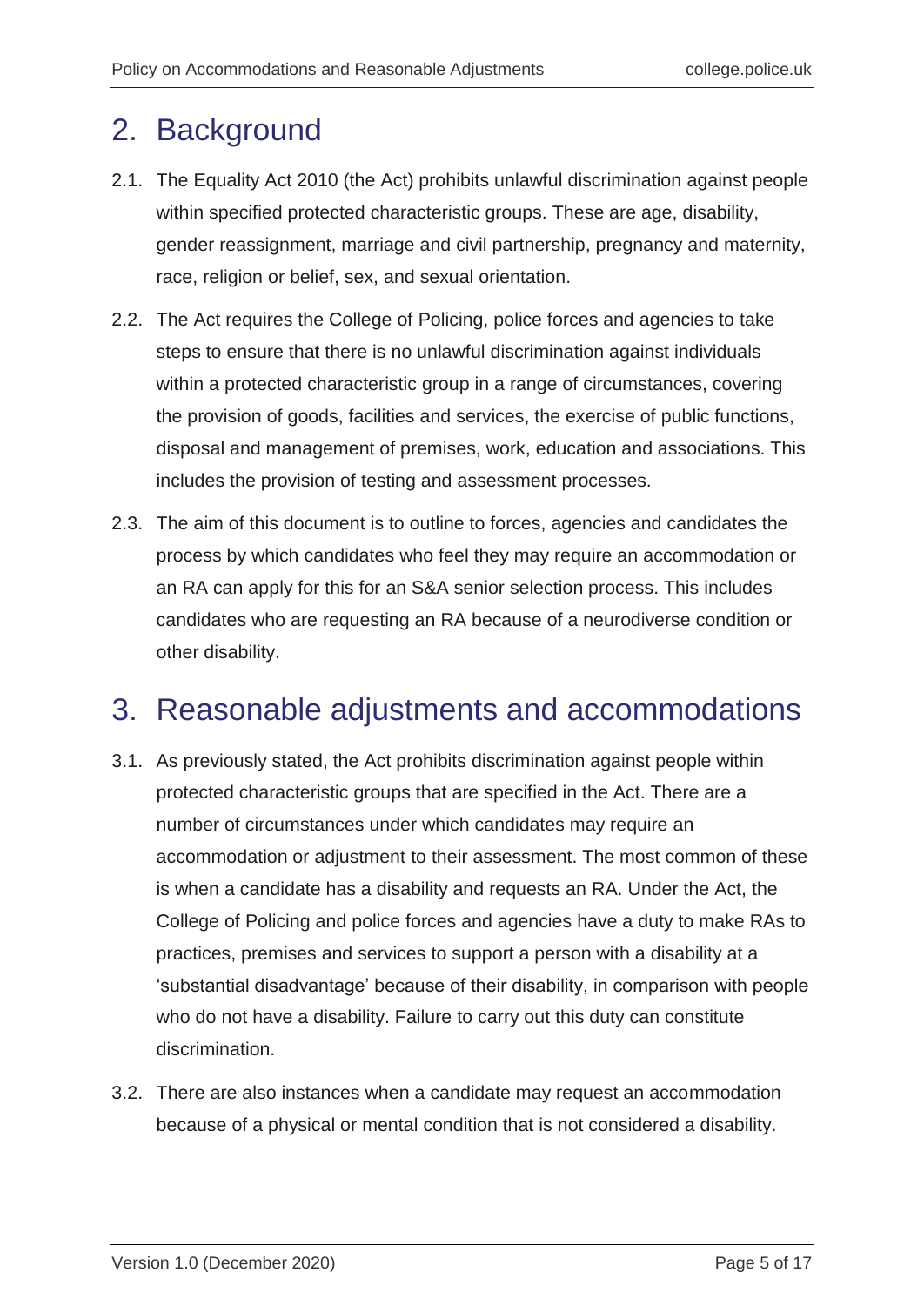## 2. Background

2.1. The Equality Act 2010 (the Act) prohibits unlawful discrimination against people within specified protected characteristic groups. These are age, disability, gender reassignment, marriage and civil partnership, pregnancy and maternity, race, religion or belief, sex, and sexual orientation.

2.2. The Act requires the College of Policing, police forces and agencies to take steps to ensure that there is no unlawful discrimination against individuals within a protected characteristic group in a range of circumstances, covering the provision of goods, facilities and services, the exercise of public functions, disposal and management of premises, work, education and associations. This includes the provision of testing and assessment processes.

2.3. The aim of this document is to outline to forces, agencies and candidates the process by which candidates who feel they may require an accommodation or an RA can apply for this for an S&A senior selection process. This includes candidates who are requesting an RA because of a neurodiverse condition or other disability.

## 3. Reasonable adjustments and accommodations

3.1. As previously stated, the Act prohibits discrimination against people within protected characteristic groups that are specified in the Act. There are a number of circumstances under which candidates may require an accommodation or adjustment to their assessment. The most common of these is when a candidate has a disability and requests an RA. Under the Act, the College of Policing and police forces and agencies have a duty to make RAs to practices, premises and services to support a person with a disability at a 'substantial disadvantage' because of their disability, in comparison with people who do not have a disability. Failure to carry out this duty can constitute discrimination.

3.2. There are also instances when a candidate may request an accommodation because of a physical or mental condition that is not considered a disability.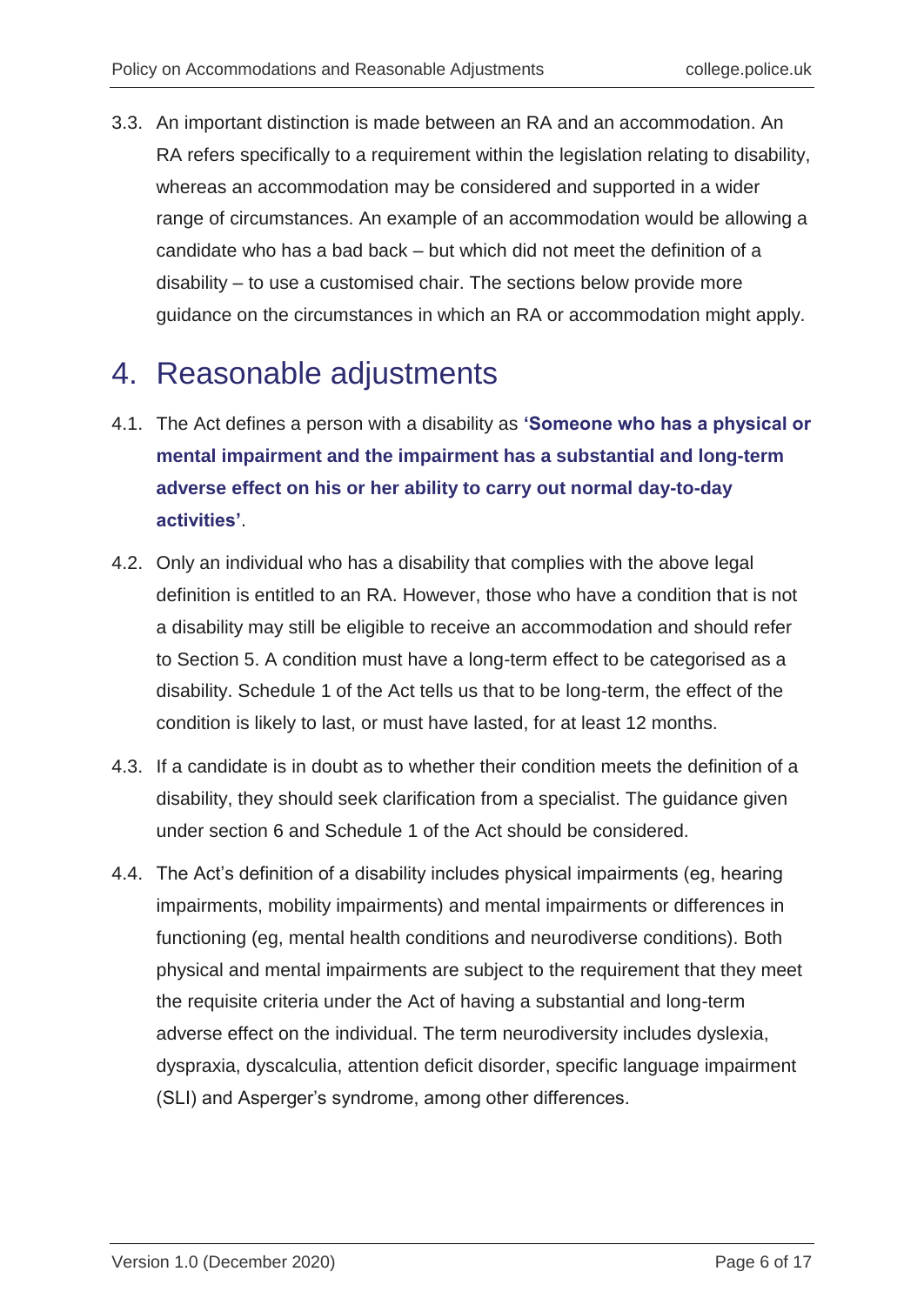3.3. An important distinction is made between an RA and an accommodation. An RA refers specifically to a requirement within the legislation relating to disability, whereas an accommodation may be considered and supported in a wider range of circumstances. An example of an accommodation would be allowing a candidate who has a bad back – but which did not meet the definition of a disability – to use a customised chair. The sections below provide more guidance on the circumstances in which an RA or accommodation might apply.

# 4. Reasonable adjustments

4.1. The Act defines a person with a disability as **'Someone who has a physical or mental impairment and the impairment has a substantial and long-term adverse effect on his or her ability to carry out normal day-to-day activities'**.

4.2. Only an individual who has a disability that complies with the above legal definition is entitled to an RA. However, those who have a condition that is not a disability may still be eligible to receive an accommodation and should refer to Section 5. A condition must have a long-term effect to be categorised as a disability. Schedule 1 of the Act tells us that to be long-term, the effect of the condition is likely to last, or must have lasted, for at least 12 months.

4.3. If a candidate is in doubt as to whether their condition meets the definition of a disability, they should seek clarification from a specialist. The guidance given under section 6 and Schedule 1 of the Act should be considered.

4.4. The Act's definition of a disability includes physical impairments (eg, hearing impairments, mobility impairments) and mental impairments or differences in functioning (eg, mental health conditions and neurodiverse conditions). Both physical and mental impairments are subject to the requirement that they meet the requisite criteria under the Act of having a substantial and long-term adverse effect on the individual. The term neurodiversity includes dyslexia, dyspraxia, dyscalculia, attention deficit disorder, specific language impairment (SLI) and Asperger's syndrome, among other differences.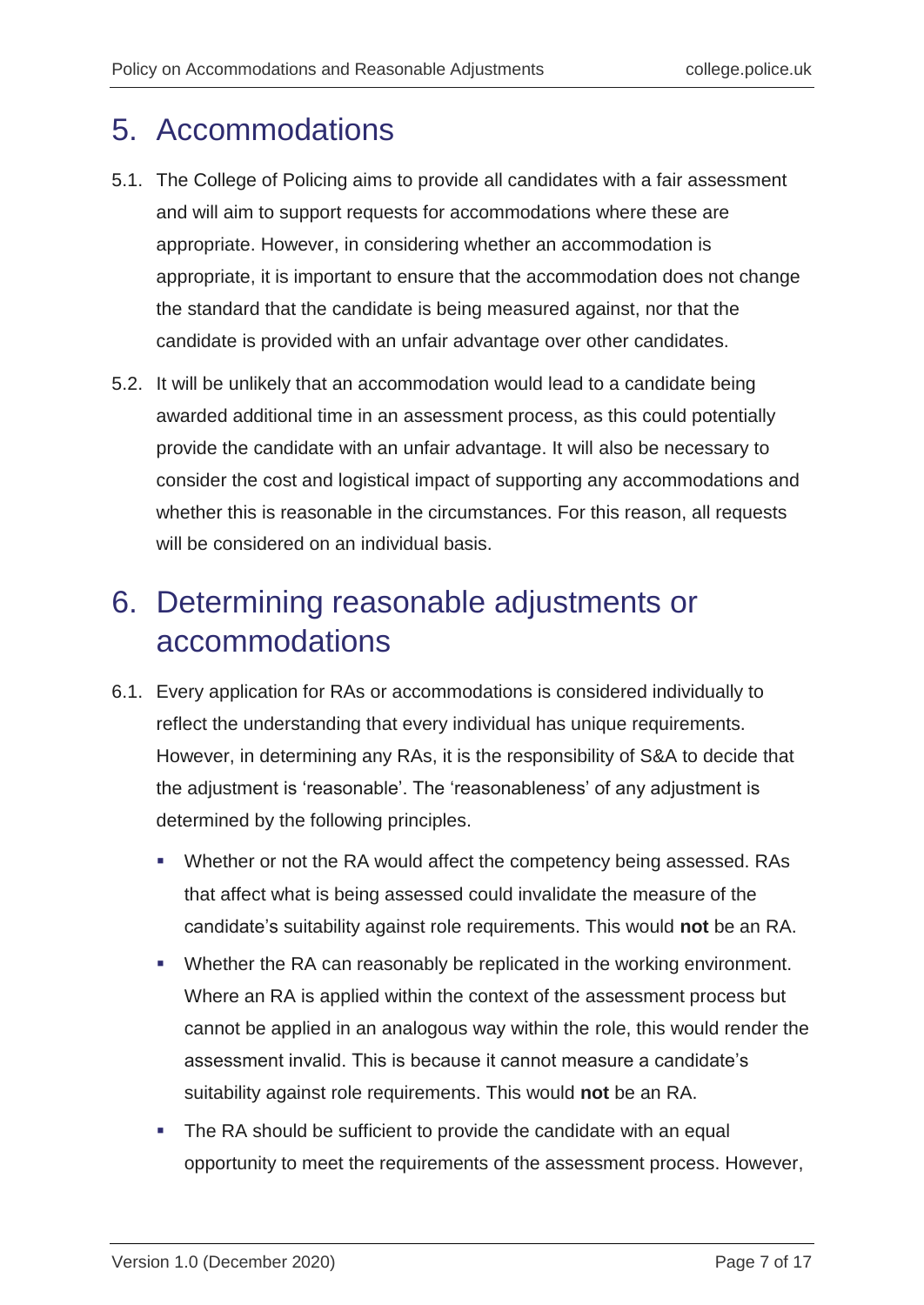# 5. Accommodations

5.1. The College of Policing aims to provide all candidates with a fair assessment and will aim to support requests for accommodations where these are appropriate. However, in considering whether an accommodation is appropriate, it is important to ensure that the accommodation does not change the standard that the candidate is being measured against, nor that the candidate is provided with an unfair advantage over other candidates.

5.2. It will be unlikely that an accommodation would lead to a candidate being awarded additional time in an assessment process, as this could potentially provide the candidate with an unfair advantage. It will also be necessary to consider the cost and logistical impact of supporting any accommodations and whether this is reasonable in the circumstances. For this reason, all requests will be considered on an individual basis.

# 6. Determining reasonable adjustments or accommodations

6.1. Every application for RAs or accommodations is considered individually to reflect the understanding that every individual has unique requirements. However, in determining any RAs, it is the responsibility of S&A to decide that the adjustment is 'reasonable'. The 'reasonableness' of any adjustment is determined by the following principles.

- Whether or not the RA would affect the competency being assessed. RAs that affect what is being assessed could invalidate the measure of the candidate's suitability against role requirements. This would **not** be an RA.
- Whether the RA can reasonably be replicated in the working environment. Where an RA is applied within the context of the assessment process but cannot be applied in an analogous way within the role, this would render the assessment invalid. This is because it cannot measure a candidate's suitability against role requirements. This would **not** be an RA.
- The RA should be sufficient to provide the candidate with an equal opportunity to meet the requirements of the assessment process. However,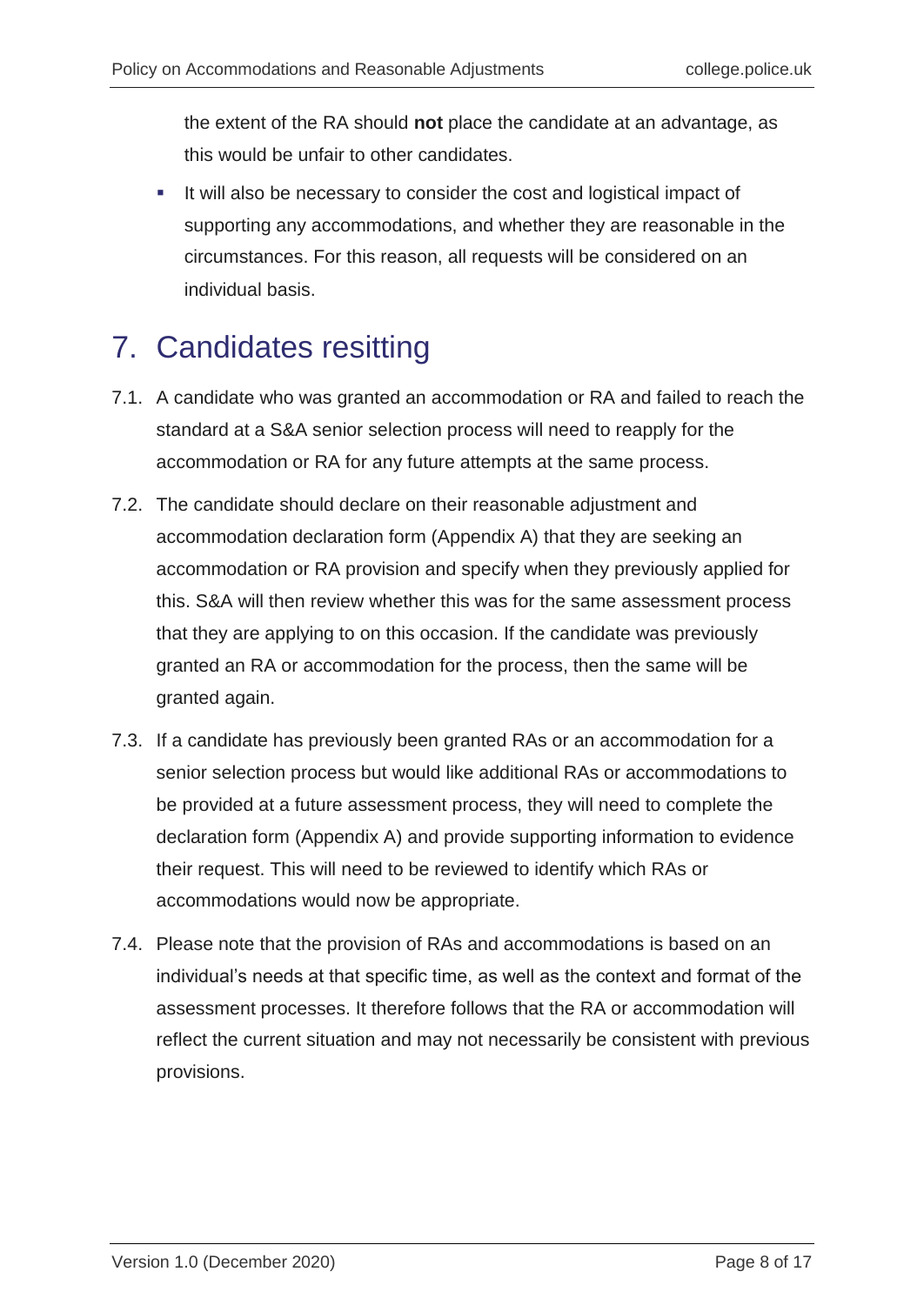the extent of the RA should **not** place the candidate at an advantage, as this would be unfair to other candidates.

- It will also be necessary to consider the cost and logistical impact of supporting any accommodations, and whether they are reasonable in the circumstances. For this reason, all requests will be considered on an individual basis.

## 7. Candidates resitting

7.1. A candidate who was granted an accommodation or RA and failed to reach the standard at a S&A senior selection process will need to reapply for the accommodation or RA for any future attempts at the same process.

7.2. The candidate should declare on their reasonable adjustment and accommodation declaration form (Appendix A) that they are seeking an accommodation or RA provision and specify when they previously applied for this. S&A will then review whether this was for the same assessment process that they are applying to on this occasion. If the candidate was previously granted an RA or accommodation for the process, then the same will be granted again.

7.3. If a candidate has previously been granted RAs or an accommodation for a senior selection process but would like additional RAs or accommodations to be provided at a future assessment process, they will need to complete the declaration form (Appendix A) and provide supporting information to evidence their request. This will need to be reviewed to identify which RAs or accommodations would now be appropriate.

7.4. Please note that the provision of RAs and accommodations is based on an individual's needs at that specific time, as well as the context and format of the assessment processes. It therefore follows that the RA or accommodation will reflect the current situation and may not necessarily be consistent with previous provisions.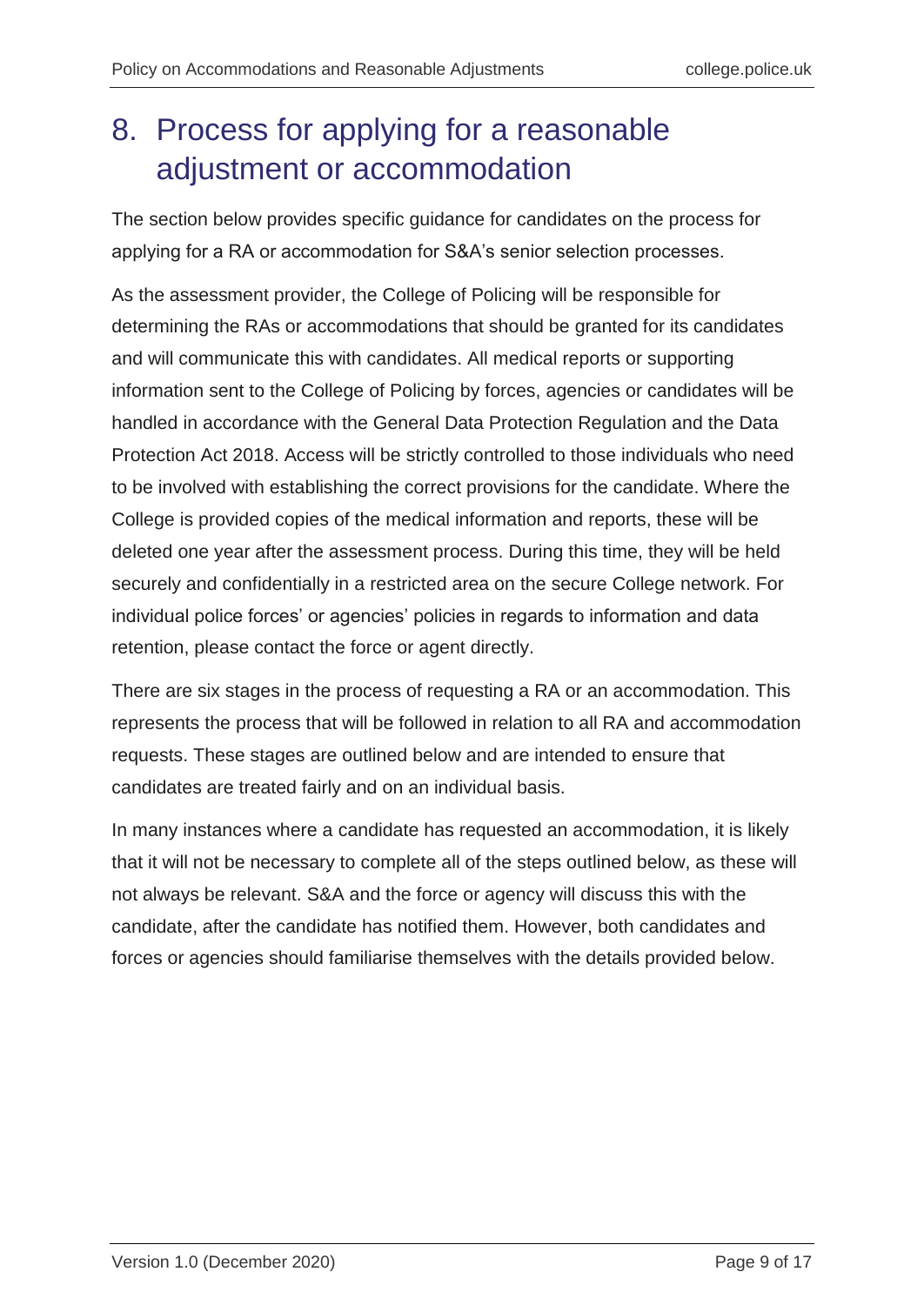# 8. Process for applying for a reasonable adjustment or accommodation

The section below provides specific guidance for candidates on the process for applying for a RA or accommodation for S&A's senior selection processes.

As the assessment provider, the College of Policing will be responsible for determining the RAs or accommodations that should be granted for its candidates and will communicate this with candidates. All medical reports or supporting information sent to the College of Policing by forces, agencies or candidates will be handled in accordance with the General Data Protection Regulation and the Data Protection Act 2018. Access will be strictly controlled to those individuals who need to be involved with establishing the correct provisions for the candidate. Where the College is provided copies of the medical information and reports, these will be deleted one year after the assessment process. During this time, they will be held securely and confidentially in a restricted area on the secure College network. For individual police forces' or agencies' policies in regards to information and data retention, please contact the force or agent directly.

There are six stages in the process of requesting a RA or an accommodation. This represents the process that will be followed in relation to all RA and accommodation requests. These stages are outlined below and are intended to ensure that candidates are treated fairly and on an individual basis.

In many instances where a candidate has requested an accommodation, it is likely that it will not be necessary to complete all of the steps outlined below, as these will not always be relevant. S&A and the force or agency will discuss this with the candidate, after the candidate has notified them. However, both candidates and forces or agencies should familiarise themselves with the details provided below.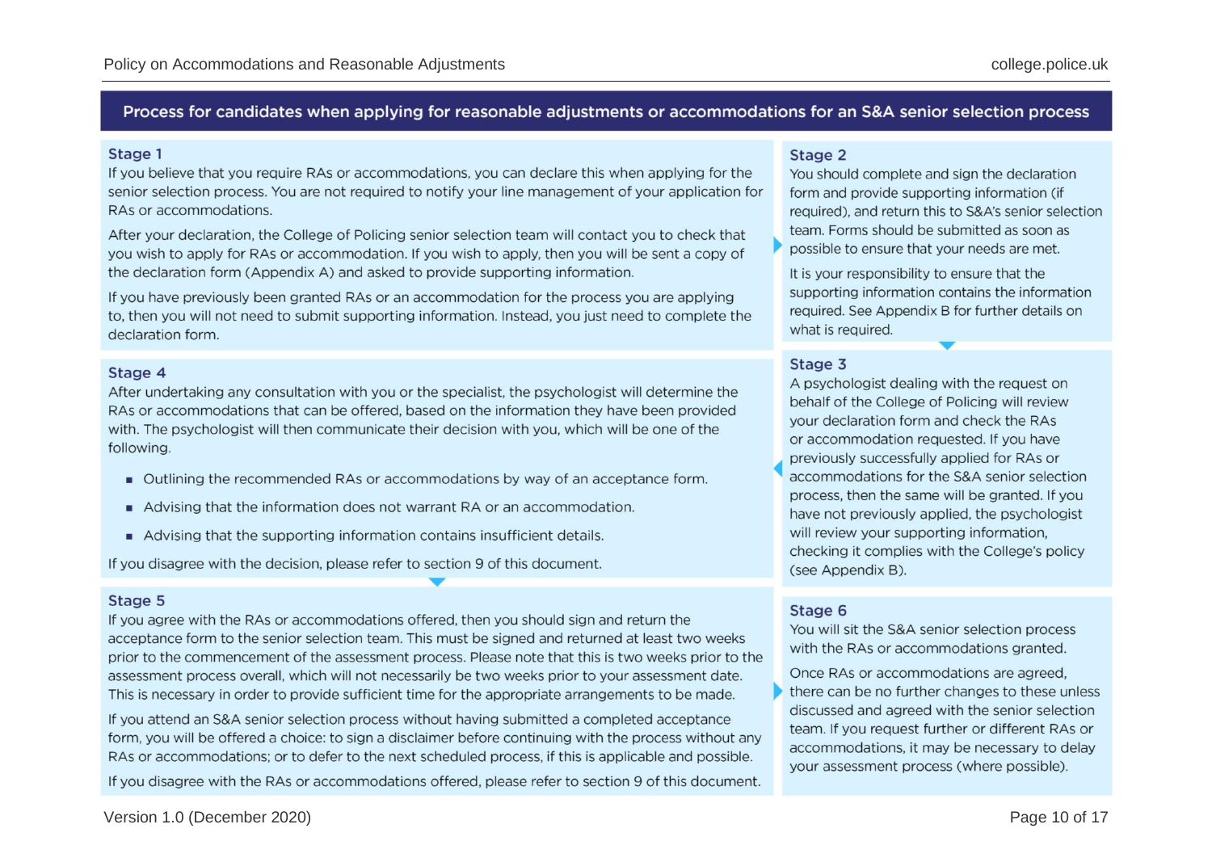## Process for candidates when applying for reasonable adjustments or accommodations for an S&A senior selection process

### Stage 1

If you believe that you require RAs or accommodations, you can declare this when applying for the senior selection process. You are not required to notify your line management of your application for RAs or accommodations.

After your declaration, the College of Policing senior selection team will contact you to check that you wish to apply for RAs or accommodation. If you wish to apply, then you will be sent a copy of the declaration form (Appendix A) and asked to provide supporting information.

If you have previously been granted RAs or an accommodation for the process you are applying to, then you will not need to submit supporting information. Instead, you just need to complete the declaration form.

### Stage 2

You should complete and sign the declaration form and provide supporting information (if required), and return this to S&A's senior selection team. Forms should be submitted as soon as possible to ensure that your needs are met.

It is your responsibility to ensure that the supporting information contains the information required. See Appendix B for further details on what is required.

### Stage 3

A psychologist dealing with the request on behalf of the College of Policing will review your declaration form and check the RAs or accommodation requested. If you have previously successfully applied for RAs or accommodations for the S&A senior selection process, then the same will be granted. If you have not previously applied, the psychologist will review your supporting information, checking it complies with the College's policy (see Appendix B).

### Stage 4

After undertaking any consultation with you or the specialist, the psychologist will determine the RAs or accommodations that can be offered, based on the information they have been provided with. The psychologist will then communicate their decision with you, which will be one of the following.

- Outlining the recommended RAs or accommodations by way of an acceptance form.
- Advising that the information does not warrant RA or an accommodation.
- Advising that the supporting information contains insufficient details.

If you disagree with the decision, please refer to section 9 of this document.

### Stage 5

If you agree with the RAs or accommodations offered, then you should sign and return the acceptance form to the senior selection team. This must be signed and returned at least two weeks prior to the commencement of the assessment process. Please note that this is two weeks prior to the assessment process overall, which will not necessarily be two weeks prior to your assessment date. This is necessary in order to provide sufficient time for the appropriate arrangements to be made.

If you attend an S&A senior selection process without having submitted a completed acceptance form, you will be offered a choice: to sign a disclaimer before continuing with the process without any RAs or accommodations; or to defer to the next scheduled process, if this is applicable and possible.

If you disagree with the RAs or accommodations offered, please refer to section 9 of this document.

### Stage 6

You will sit the S&A senior selection process with the RAs or accommodations granted.

Once RAs or accommodations are agreed, there can be no further changes to these unless discussed and agreed with the senior selection team. If you request further or different RAs or accommodations, it may be necessary to delay your assessment process (where possible).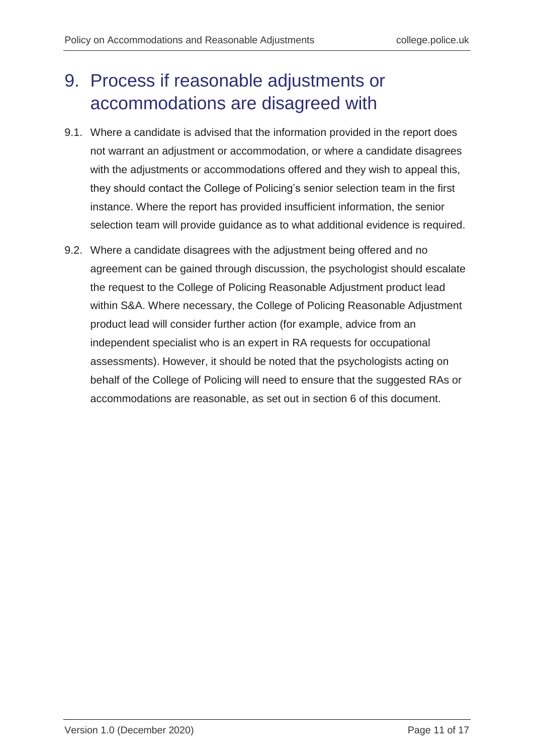# 9. Process if reasonable adjustments or accommodations are disagreed with

9.1. Where a candidate is advised that the information provided in the report does not warrant an adjustment or accommodation, or where a candidate disagrees with the adjustments or accommodations offered and they wish to appeal this, they should contact the College of Policing's senior selection team in the first instance. Where the report has provided insufficient information, the senior selection team will provide guidance as to what additional evidence is required.

9.2. Where a candidate disagrees with the adjustment being offered and no agreement can be gained through discussion, the psychologist should escalate the request to the College of Policing Reasonable Adjustment product lead within S&A. Where necessary, the College of Policing Reasonable Adjustment product lead will consider further action (for example, advice from an independent specialist who is an expert in RA requests for occupational assessments). However, it should be noted that the psychologists acting on behalf of the College of Policing will need to ensure that the suggested RAs or accommodations are reasonable, as set out in section 6 of this document.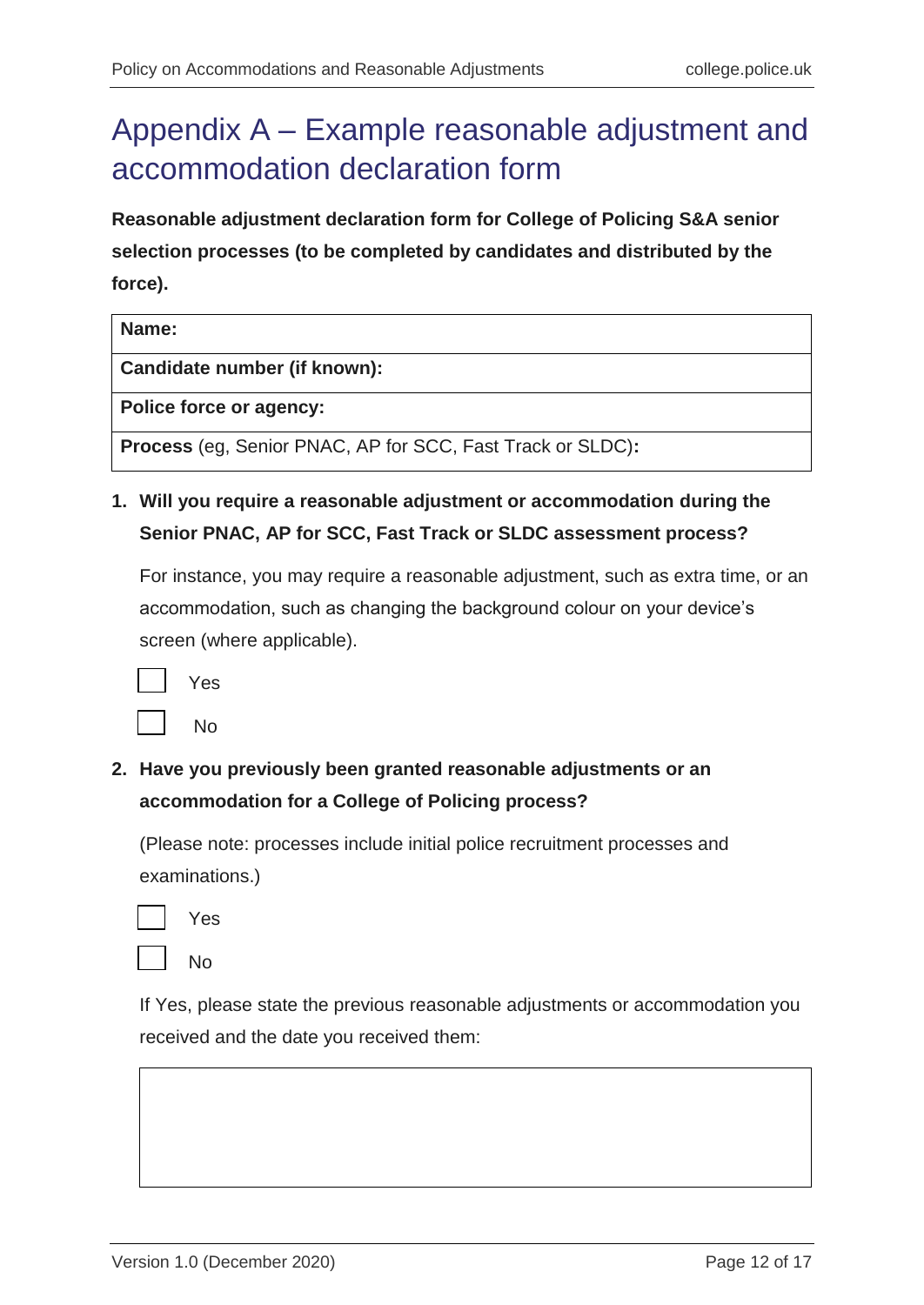# Appendix A – Example reasonable adjustment and accommodation declaration form

**Reasonable adjustment declaration form for College of Policing S&A senior selection processes (to be completed by candidates and distributed by the force).**

| **Name:** |
|---|
| **Candidate number (if known):** |
| **Police force or agency:** |
| **Process** (eg, Senior PNAC, AP for SCC, Fast Track or SLDC)**:** |

1. **Will you require a reasonable adjustment or accommodation during the Senior PNAC, AP for SCC, Fast Track or SLDC assessment process?**

   For instance, you may require a reasonable adjustment, such as extra time, or an accommodation, such as changing the background colour on your device's screen (where applicable).

   ☐ Yes

   ☐ No

2. **Have you previously been granted reasonable adjustments or an accommodation for a College of Policing process?**

   (Please note: processes include initial police recruitment processes and examinations.)

   ☐ Yes

   ☐ No

   If Yes, please state the previous reasonable adjustments or accommodation you received and the date you received them:

   | |
   |---|
   | |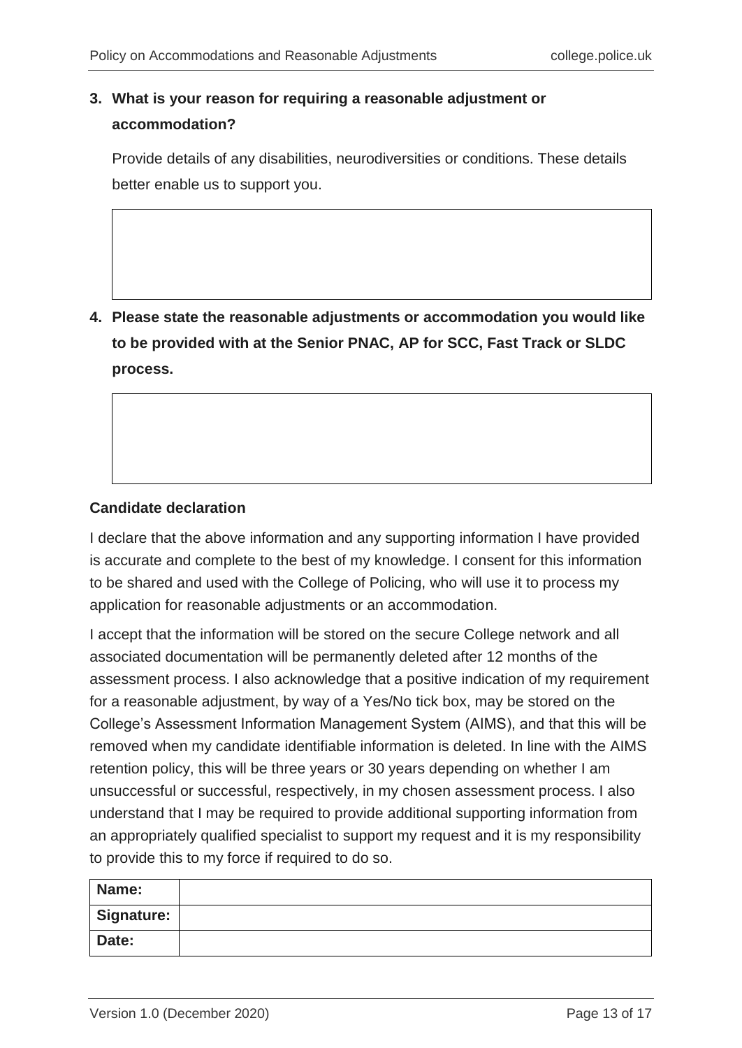**3. What is your reason for requiring a reasonable adjustment or accommodation?**

Provide details of any disabilities, neurodiversities or conditions. These details better enable us to support you.

| |
|---|
| |

**4. Please state the reasonable adjustments or accommodation you would like to be provided with at the Senior PNAC, AP for SCC, Fast Track or SLDC process.**

| |
|---|
| |

**Candidate declaration**

I declare that the above information and any supporting information I have provided is accurate and complete to the best of my knowledge. I consent for this information to be shared and used with the College of Policing, who will use it to process my application for reasonable adjustments or an accommodation.

I accept that the information will be stored on the secure College network and all associated documentation will be permanently deleted after 12 months of the assessment process. I also acknowledge that a positive indication of my requirement for a reasonable adjustment, by way of a Yes/No tick box, may be stored on the College's Assessment Information Management System (AIMS), and that this will be removed when my candidate identifiable information is deleted. In line with the AIMS retention policy, this will be three years or 30 years depending on whether I am unsuccessful or successful, respectively, in my chosen assessment process. I also understand that I may be required to provide additional supporting information from an appropriately qualified specialist to support my request and it is my responsibility to provide this to my force if required to do so.

| | |
|---|---|
| **Name:** | |
| **Signature:** | |
| **Date:** | |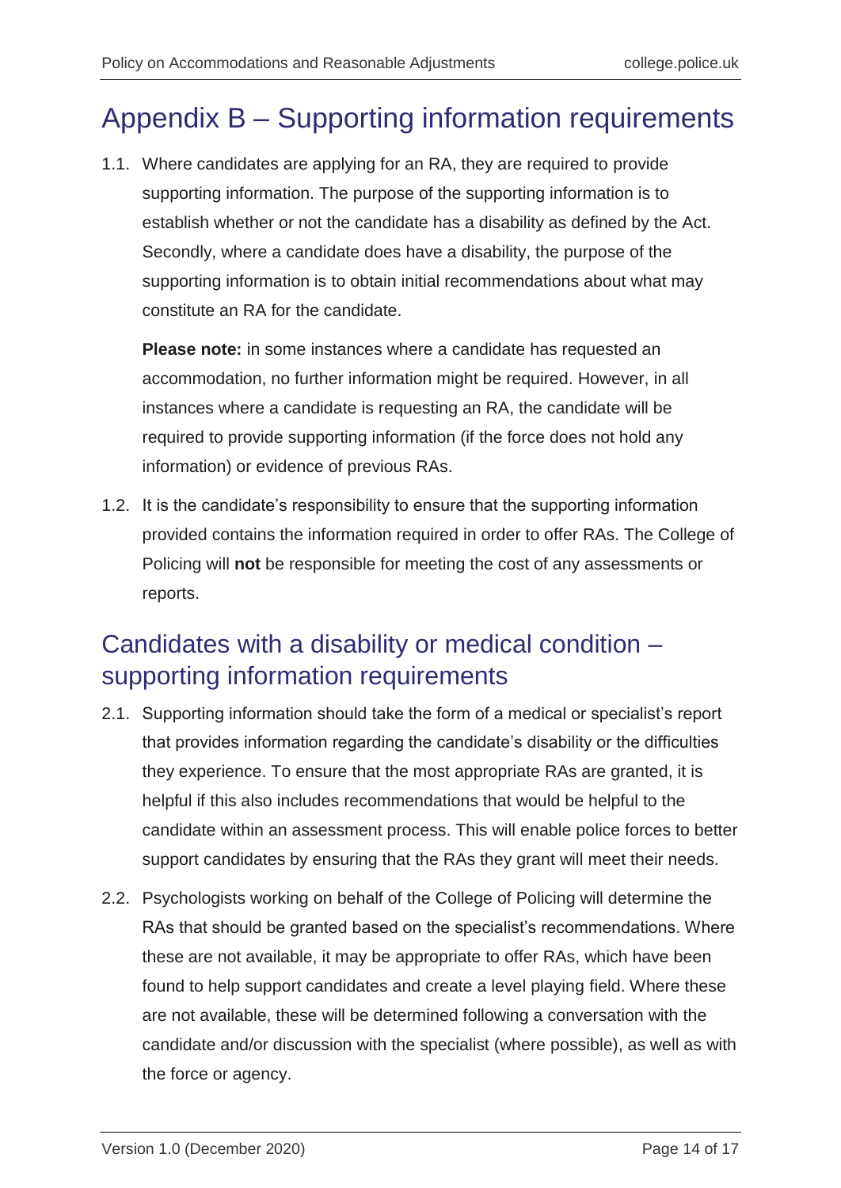# Appendix B – Supporting information requirements

1.1. Where candidates are applying for an RA, they are required to provide supporting information. The purpose of the supporting information is to establish whether or not the candidate has a disability as defined by the Act. Secondly, where a candidate does have a disability, the purpose of the supporting information is to obtain initial recommendations about what may constitute an RA for the candidate.

**Please note:** in some instances where a candidate has requested an accommodation, no further information might be required. However, in all instances where a candidate is requesting an RA, the candidate will be required to provide supporting information (if the force does not hold any information) or evidence of previous RAs.

1.2. It is the candidate's responsibility to ensure that the supporting information provided contains the information required in order to offer RAs. The College of Policing will **not** be responsible for meeting the cost of any assessments or reports.

## Candidates with a disability or medical condition – supporting information requirements

2.1. Supporting information should take the form of a medical or specialist's report that provides information regarding the candidate's disability or the difficulties they experience. To ensure that the most appropriate RAs are granted, it is helpful if this also includes recommendations that would be helpful to the candidate within an assessment process. This will enable police forces to better support candidates by ensuring that the RAs they grant will meet their needs.

2.2. Psychologists working on behalf of the College of Policing will determine the RAs that should be granted based on the specialist's recommendations. Where these are not available, it may be appropriate to offer RAs, which have been found to help support candidates and create a level playing field. Where these are not available, these will be determined following a conversation with the candidate and/or discussion with the specialist (where possible), as well as with the force or agency.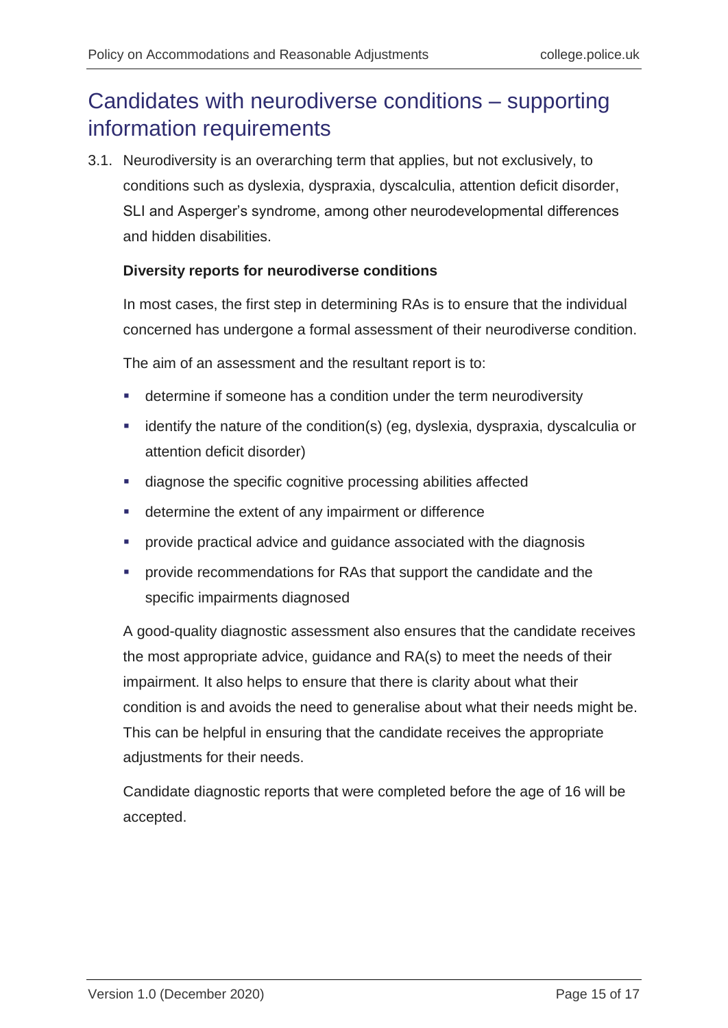## Candidates with neurodiverse conditions – supporting information requirements

3.1. Neurodiversity is an overarching term that applies, but not exclusively, to conditions such as dyslexia, dyspraxia, dyscalculia, attention deficit disorder, SLI and Asperger's syndrome, among other neurodevelopmental differences and hidden disabilities.

**Diversity reports for neurodiverse conditions**

In most cases, the first step in determining RAs is to ensure that the individual concerned has undergone a formal assessment of their neurodiverse condition.

The aim of an assessment and the resultant report is to:

- determine if someone has a condition under the term neurodiversity
- identify the nature of the condition(s) (eg, dyslexia, dyspraxia, dyscalculia or attention deficit disorder)
- diagnose the specific cognitive processing abilities affected
- determine the extent of any impairment or difference
- provide practical advice and guidance associated with the diagnosis
- provide recommendations for RAs that support the candidate and the specific impairments diagnosed

A good-quality diagnostic assessment also ensures that the candidate receives the most appropriate advice, guidance and RA(s) to meet the needs of their impairment. It also helps to ensure that there is clarity about what their condition is and avoids the need to generalise about what their needs might be. This can be helpful in ensuring that the candidate receives the appropriate adjustments for their needs.

Candidate diagnostic reports that were completed before the age of 16 will be accepted.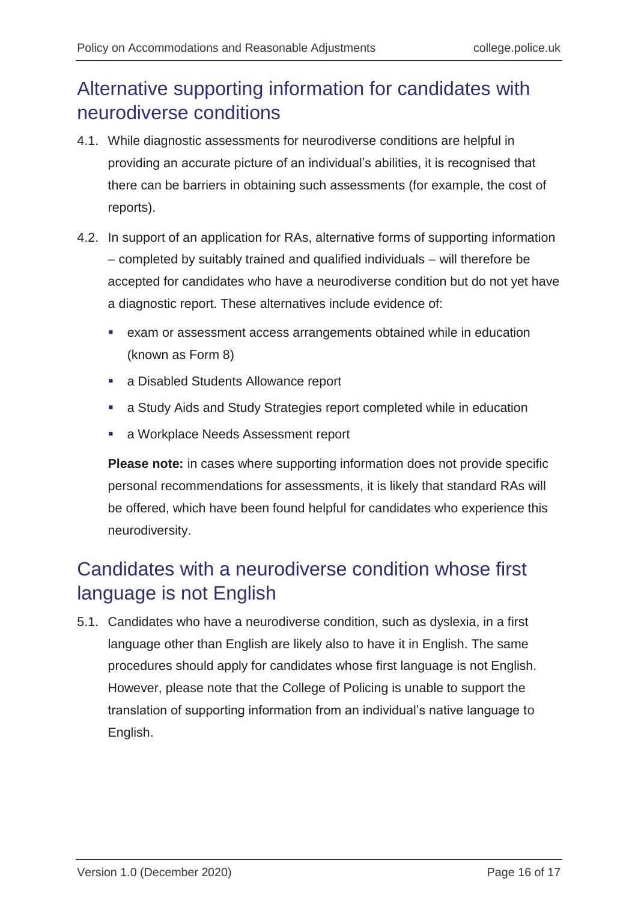## Alternative supporting information for candidates with neurodiverse conditions

4.1. While diagnostic assessments for neurodiverse conditions are helpful in providing an accurate picture of an individual's abilities, it is recognised that there can be barriers in obtaining such assessments (for example, the cost of reports).

4.2. In support of an application for RAs, alternative forms of supporting information – completed by suitably trained and qualified individuals – will therefore be accepted for candidates who have a neurodiverse condition but do not yet have a diagnostic report. These alternatives include evidence of:

- exam or assessment access arrangements obtained while in education (known as Form 8)
- a Disabled Students Allowance report
- a Study Aids and Study Strategies report completed while in education
- a Workplace Needs Assessment report

**Please note:** in cases where supporting information does not provide specific personal recommendations for assessments, it is likely that standard RAs will be offered, which have been found helpful for candidates who experience this neurodiversity.

## Candidates with a neurodiverse condition whose first language is not English

5.1. Candidates who have a neurodiverse condition, such as dyslexia, in a first language other than English are likely also to have it in English. The same procedures should apply for candidates whose first language is not English. However, please note that the College of Policing is unable to support the translation of supporting information from an individual's native language to English.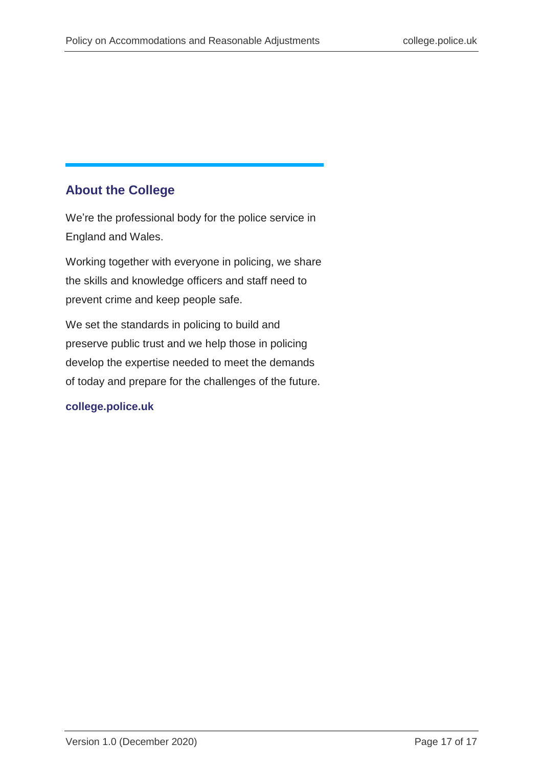## About the College

We're the professional body for the police service in England and Wales.

Working together with everyone in policing, we share the skills and knowledge officers and staff need to prevent crime and keep people safe.

We set the standards in policing to build and preserve public trust and we help those in policing develop the expertise needed to meet the demands of today and prepare for the challenges of the future.

**college.police.uk**